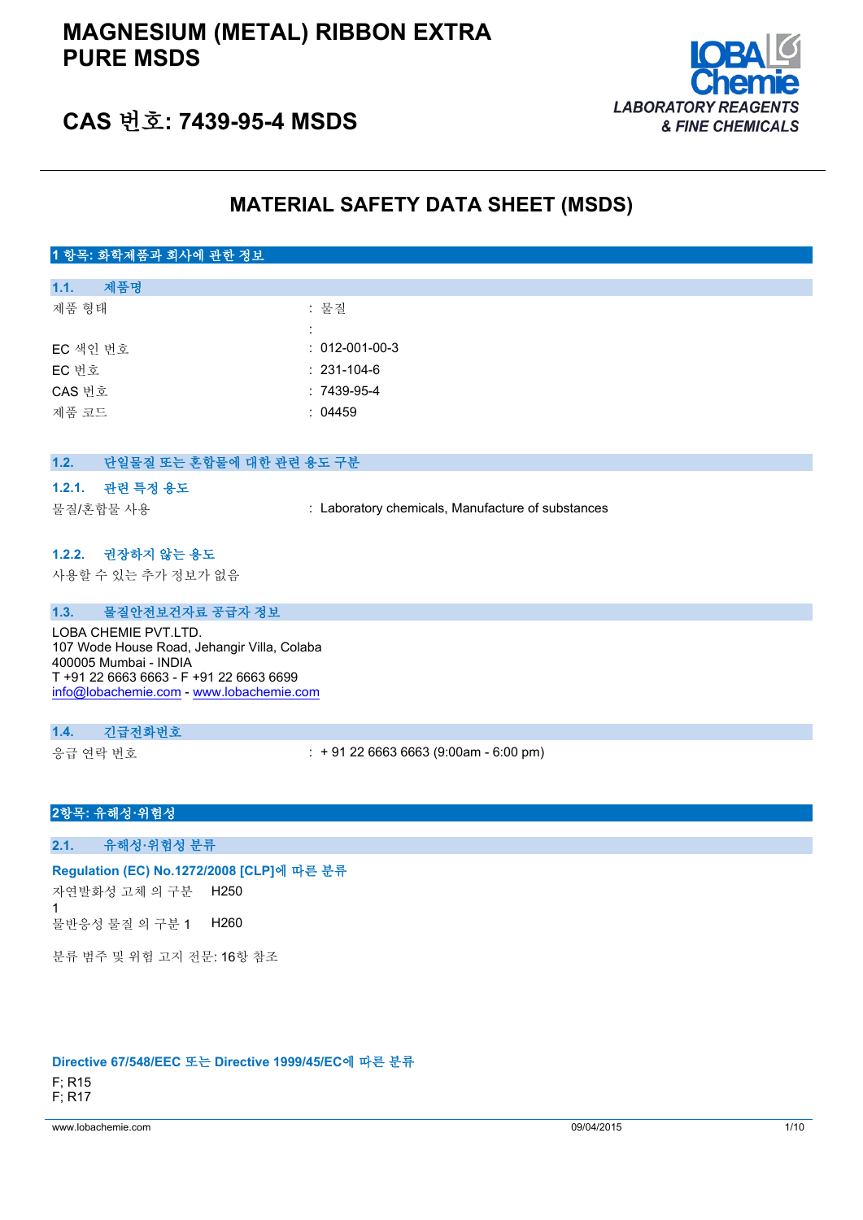# MAGNESIUM (METAL) RIBBON EXTRA PURE MSDS

## CAS 번호: 7439-95-4 MSDS

## MATERIAL SAFETY DATA SHEET (MSDS)

### 1 항목: 화학제품과 회사에 관한 정보

#### 1.1. 제품명

| | |
|---|---|
| 제품 형태 | : 물질 |
| | : |
| EC 색인 번호 | : 012-001-00-3 |
| EC 번호 | : 231-104-6 |
| CAS 번호 | : 7439-95-4 |
| 제품 코드 | : 04459 |

#### 1.2. 단일물질 또는 혼합물에 대한 관련 용도 구분

##### 1.2.1. 관련 특정 용도

| | |
|---|---|
| 물질/혼합물 사용 | : Laboratory chemicals, Manufacture of substances |

##### 1.2.2. 권장하지 않는 용도

사용할 수 있는 추가 정보가 없음

#### 1.3. 물질안전보건자료 공급자 정보

LOBA CHEMIE PVT.LTD.
107 Wode House Road, Jehangir Villa, Colaba
400005 Mumbai - INDIA
T +91 22 6663 6663 - F +91 22 6663 6699
info@lobachemie.com - www.lobachemie.com

#### 1.4. 긴급전화번호

| | |
|---|---|
| 응급 연락 번호 | : + 91 22 6663 6663 (9:00am - 6:00 pm) |

### 2항목: 유해성·위험성

#### 2.1. 유해성·위험성 분류

**Regulation (EC) No.1272/2008 [CLP]에 따른 분류**

| | |
|---|---|
| 자연발화성 고체 의 구분 1 | H250 |
| 물반응성 물질 의 구분 1 | H260 |

분류 범주 및 위험 고지 전문: 16항 참조

**Directive 67/548/EEC 또는 Directive 1999/45/EC에 따른 분류**

F; R15
F; R17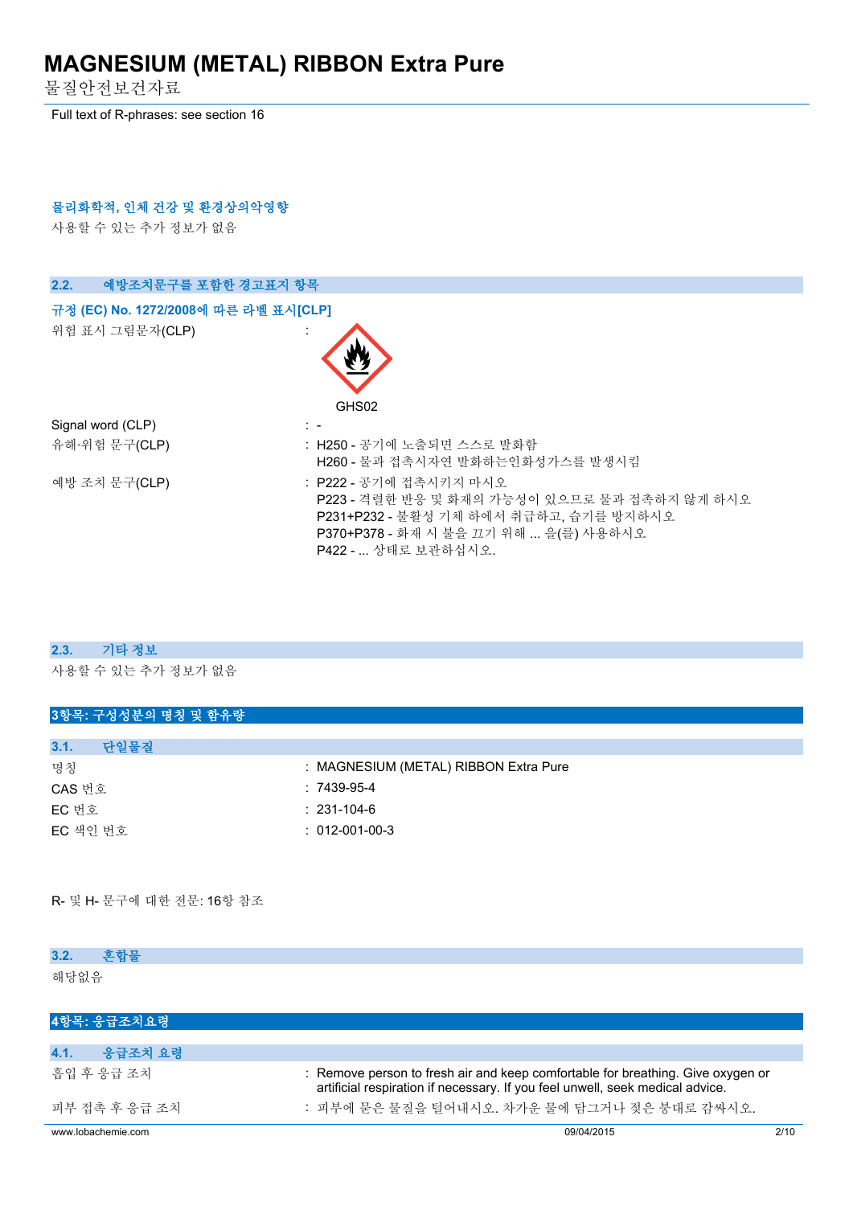Full text of R-phrases: see section 16

**물리화학적, 인체 건강 및 환경상의악영향**

사용할 수 있는 추가 정보가 없음

### 2.2. 예방조치문구를 포함한 경고표지 항목

**규정 (EC) No. 1272/2008에 따른 라벨 표시[CLP]**

위험 표시 그림문자(CLP) :

GHS02

Signal word (CLP) : -

유해·위험 문구(CLP) : H250 - 공기에 노출되면 스스로 발화함
H260 - 물과 접촉시자연 발화하는인화성가스를 발생시킴

예방 조치 문구(CLP) : P222 - 공기에 접촉시키지 마시오
P223 - 격렬한 반응 및 화재의 가능성이 있으므로 물과 접촉하지 않게 하시오
P231+P232 - 불활성 기체 하에서 취급하고, 습기를 방지하시오
P370+P378 - 화재 시 불을 끄기 위해 ... 을(를) 사용하시오
P422 - ... 상태로 보관하십시오.

### 2.3. 기타 정보

사용할 수 있는 추가 정보가 없음

## 3항목: 구성성분의 명칭 및 함유량

### 3.1. 단일물질

| | |
|---|---|
| 명칭 | : MAGNESIUM (METAL) RIBBON Extra Pure |
| CAS 번호 | : 7439-95-4 |
| EC 번호 | : 231-104-6 |
| EC 색인 번호 | : 012-001-00-3 |

R- 및 H- 문구에 대한 전문: 16항 참조

### 3.2. 혼합물

해당없음

## 4항목: 응급조치요령

### 4.1. 응급조치 요령

흡입 후 응급 조치 : Remove person to fresh air and keep comfortable for breathing. Give oxygen or artificial respiration if necessary. If you feel unwell, seek medical advice.

피부 접촉 후 응급 조치 : 피부에 묻은 물질을 털어내시오. 차가운 물에 담그거나 젖은 붕대로 감싸시오.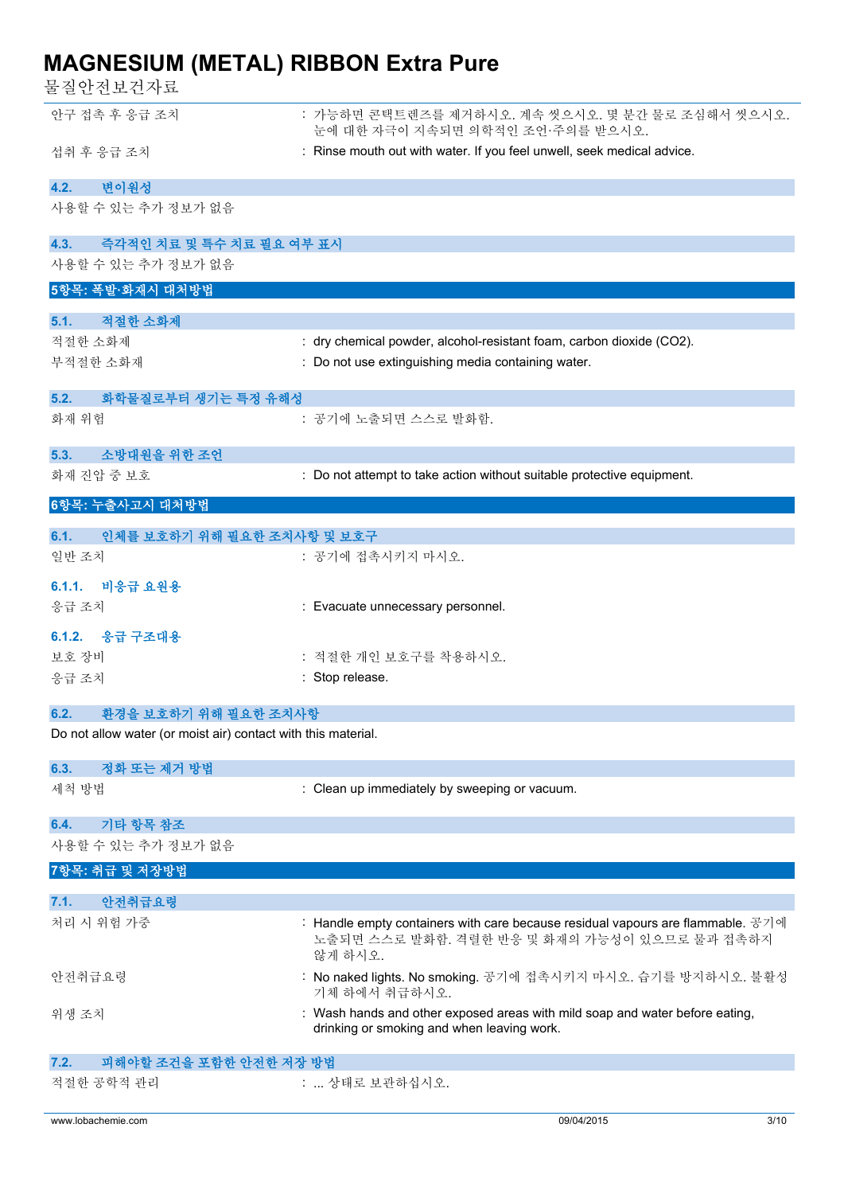| | |
|---|---|
| 안구 접촉 후 응급 조치 | : 가능하면 콘택트렌즈를 제거하시오. 계속 씻으시오. 몇 분간 물로 조심해서 씻으시오. 눈에 대한 자극이 지속되면 의학적인 조언·주의를 받으시오. |
| 섭취 후 응급 조치 | : Rinse mouth out with water. If you feel unwell, seek medical advice. |

### 4.2. 변이원성

사용할 수 있는 추가 정보가 없음

### 4.3. 즉각적인 치료 및 특수 치료 필요 여부 표시

사용할 수 있는 추가 정보가 없음

## 5항목: 폭발·화재시 대처방법

### 5.1. 적절한 소화제

| | |
|---|---|
| 적절한 소화제 | : dry chemical powder, alcohol-resistant foam, carbon dioxide ($CO_2$). |
| 부적절한 소화제 | : Do not use extinguishing media containing water. |

### 5.2. 화학물질로부터 생기는 특정 유해성

| | |
|---|---|
| 화재 위험 | : 공기에 노출되면 스스로 발화함. |

### 5.3. 소방대원을 위한 조언

| | |
|---|---|
| 화재 진압 중 보호 | : Do not attempt to take action without suitable protective equipment. |

## 6항목: 누출사고시 대처방법

### 6.1. 인체를 보호하기 위해 필요한 조치사항 및 보호구

| | |
|---|---|
| 일반 조치 | : 공기에 접촉시키지 마시오. |

#### 6.1.1. 비응급 요원용

| | |
|---|---|
| 응급 조치 | : Evacuate unnecessary personnel. |

#### 6.1.2. 응급 구조대용

| | |
|---|---|
| 보호 장비 | : 적절한 개인 보호구를 착용하시오. |
| 응급 조치 | : Stop release. |

### 6.2. 환경을 보호하기 위해 필요한 조치사항

Do not allow water (or moist air) contact with this material.

### 6.3. 정화 또는 제거 방법

| | |
|---|---|
| 세척 방법 | : Clean up immediately by sweeping or vacuum. |

### 6.4. 기타 항목 참조

사용할 수 있는 추가 정보가 없음

## 7항목: 취급 및 저장방법

### 7.1. 안전취급요령

| | |
|---|---|
| 처리 시 위험 가중 | : Handle empty containers with care because residual vapours are flammable. 공기에 노출되면 스스로 발화함. 격렬한 반응 및 화재의 가능성이 있으므로 물과 접촉하지 않게 하시오. |
| 안전취급요령 | : No naked lights. No smoking. 공기에 접촉시키지 마시오. 습기를 방지하시오. 불활성 기체 하에서 취급하시오. |
| 위생 조치 | : Wash hands and other exposed areas with mild soap and water before eating, drinking or smoking and when leaving work. |

### 7.2. 피해야할 조건을 포함한 안전한 저장 방법

| | |
|---|---|
| 적절한 공학적 관리 | : ... 상태로 보관하십시오. |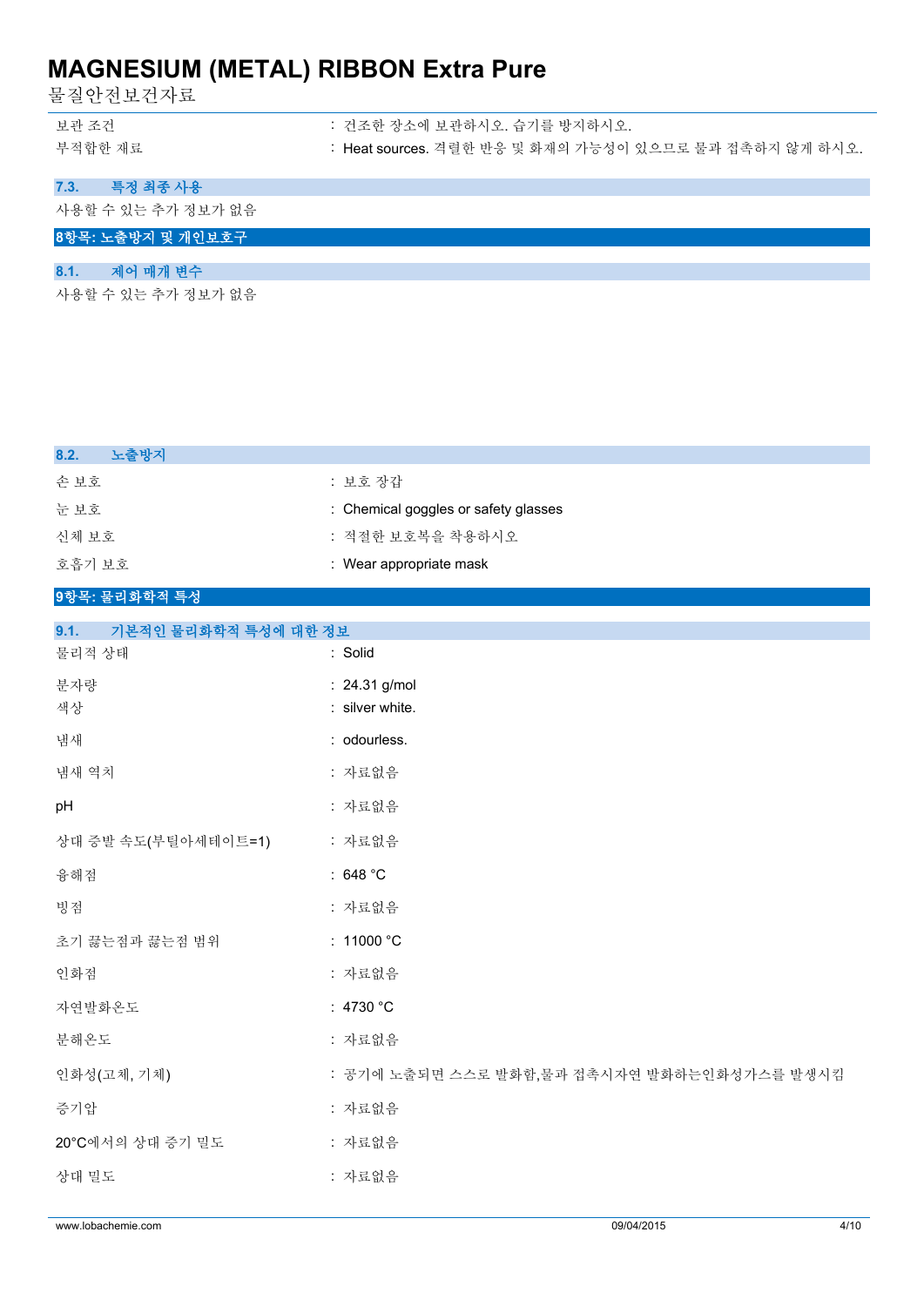| | |
|---|---|
| 보관 조건 | : 건조한 장소에 보관하시오. 습기를 방지하시오. |
| 부적합한 재료 | : Heat sources. 격렬한 반응 및 화재의 가능성이 있으므로 물과 접촉하지 않게 하시오. |

### 7.3. 특정 최종 사용

사용할 수 있는 추가 정보가 없음

## 8항목: 노출방지 및 개인보호구

### 8.1. 제어 매개 변수

사용할 수 있는 추가 정보가 없음

### 8.2. 노출방지

| | |
|---|---|
| 손 보호 | : 보호 장갑 |
| 눈 보호 | : Chemical goggles or safety glasses |
| 신체 보호 | : 적절한 보호복을 착용하시오 |
| 호흡기 보호 | : Wear appropriate mask |

## 9항목: 물리화학적 특성

### 9.1. 기본적인 물리화학적 특성에 대한 정보

| | |
|---|---|
| 물리적 상태 | : Solid |
| 분자량 | : 24.31 g/mol |
| 색상 | : silver white. |
| 냄새 | : odourless. |
| 냄새 역치 | : 자료없음 |
| pH | : 자료없음 |
| 상대 증발 속도(부틸아세테이트=1) | : 자료없음 |
| 융해점 | : 648 °C |
| 빙점 | : 자료없음 |
| 초기 끓는점과 끓는점 범위 | : 11000 °C |
| 인화점 | : 자료없음 |
| 자연발화온도 | : 4730 °C |
| 분해온도 | : 자료없음 |
| 인화성(고체, 기체) | : 공기에 노출되면 스스로 발화함,물과 접촉시자연 발화하는인화성가스를 발생시킴 |
| 증기압 | : 자료없음 |
| 20°C에서의 상대 증기 밀도 | : 자료없음 |
| 상대 밀도 | : 자료없음 |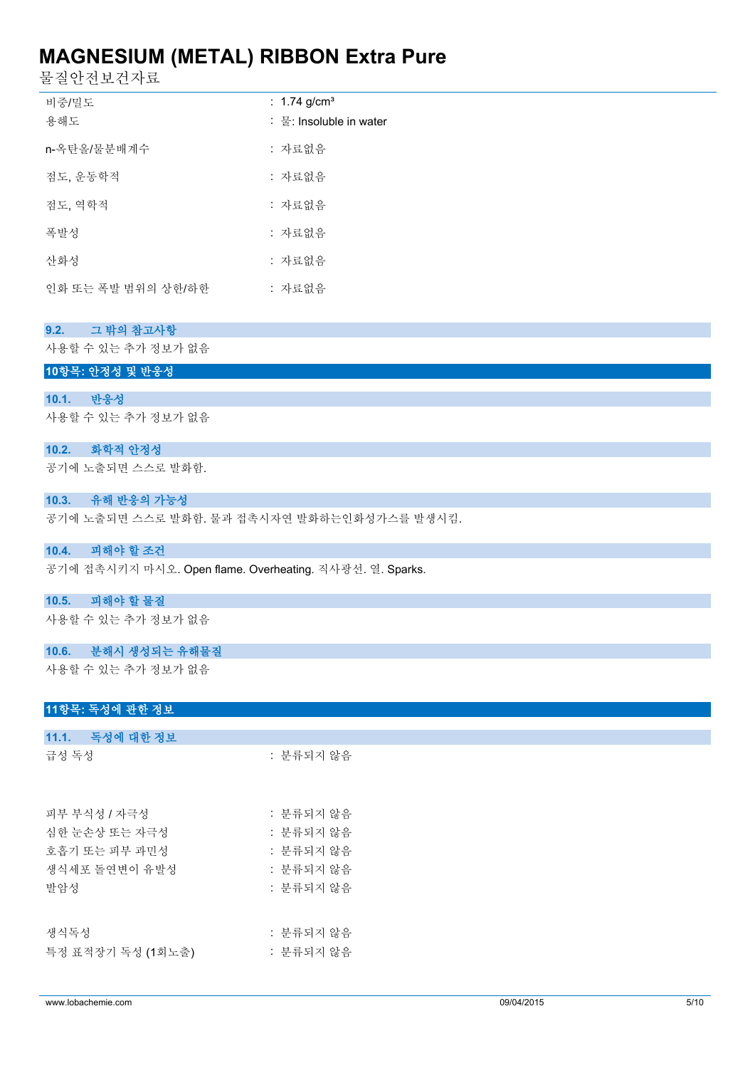| | |
|---|---|
| 비중/밀도 | : 1.74 g/cm³ |
| 용해도 | : 물: Insoluble in water |
| n-옥탄올/물분배계수 | : 자료없음 |
| 점도, 운동학적 | : 자료없음 |
| 점도, 역학적 | : 자료없음 |
| 폭발성 | : 자료없음 |
| 산화성 | : 자료없음 |
| 인화 또는 폭발 범위의 상한/하한 | : 자료없음 |

### 9.2. 그 밖의 참고사항

사용할 수 있는 추가 정보가 없음

## 10항목: 안정성 및 반응성

### 10.1. 반응성

사용할 수 있는 추가 정보가 없음

### 10.2. 화학적 안정성

공기에 노출되면 스스로 발화함.

### 10.3. 유해 반응의 가능성

공기에 노출되면 스스로 발화함. 물과 접촉시자연 발화하는인화성가스를 발생시킴.

### 10.4. 피해야 할 조건

공기에 접촉시키지 마시오. Open flame. Overheating. 직사광선. 열. Sparks.

### 10.5. 피해야 할 물질

사용할 수 있는 추가 정보가 없음

### 10.6. 분해시 생성되는 유해물질

사용할 수 있는 추가 정보가 없음

## 11항목: 독성에 관한 정보

### 11.1. 독성에 대한 정보

| | |
|---|---|
| 급성 독성 | : 분류되지 않음 |
| 피부 부식성 / 자극성 | : 분류되지 않음 |
| 심한 눈손상 또는 자극성 | : 분류되지 않음 |
| 호흡기 또는 피부 과민성 | : 분류되지 않음 |
| 생식세포 돌연변이 유발성 | : 분류되지 않음 |
| 발암성 | : 분류되지 않음 |
| 생식독성 | : 분류되지 않음 |
| 특정 표적장기 독성 (1회노출) | : 분류되지 않음 |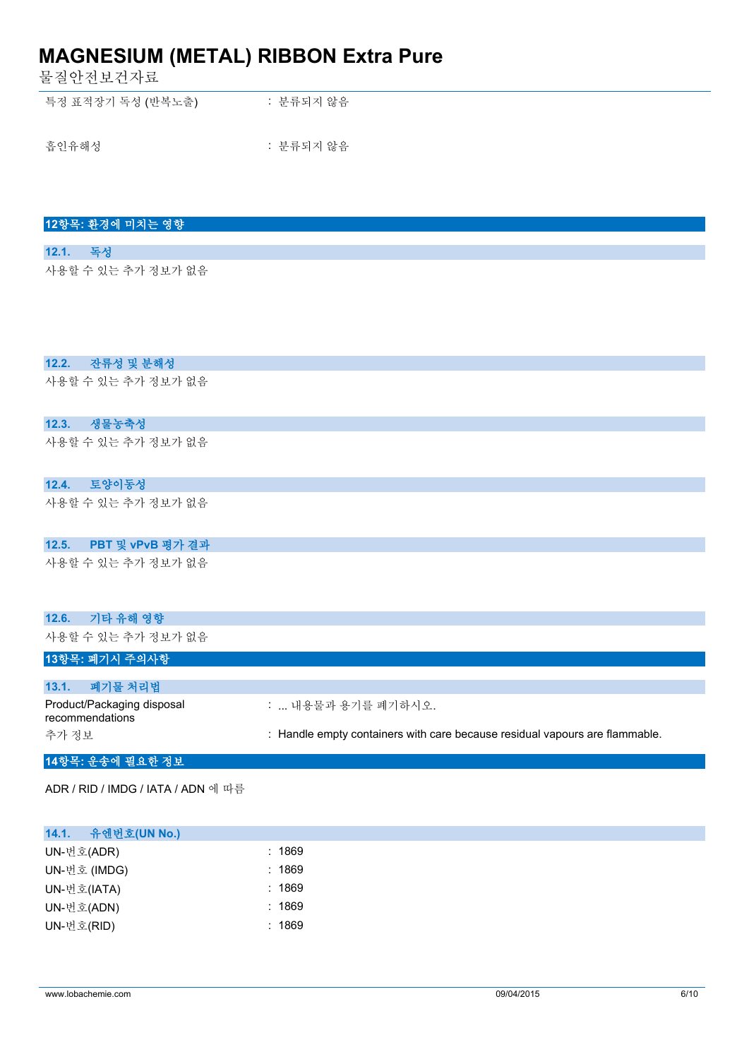| | |
|---|---|
| 특정 표적장기 독성 (반복노출) | : 분류되지 않음 |
| 흡인유해성 | : 분류되지 않음 |

## 12항목: 환경에 미치는 영향

### 12.1. 독성

사용할 수 있는 추가 정보가 없음

### 12.2. 잔류성 및 분해성

사용할 수 있는 추가 정보가 없음

### 12.3. 생물농축성

사용할 수 있는 추가 정보가 없음

### 12.4. 토양이동성

사용할 수 있는 추가 정보가 없음

### 12.5. PBT 및 vPvB 평가 결과

사용할 수 있는 추가 정보가 없음

### 12.6. 기타 유해 영향

사용할 수 있는 추가 정보가 없음

## 13항목: 폐기시 주의사항

### 13.1. 폐기물 처리법

| | |
|---|---|
| Product/Packaging disposal recommendations | : ... 내용물과 용기를 폐기하시오. |
| 추가 정보 | : Handle empty containers with care because residual vapours are flammable. |

## 14항목: 운송에 필요한 정보

ADR / RID / IMDG / IATA / ADN 에 따름

### 14.1. 유엔번호(UN No.)

| | |
|---|---|
| UN-번호(ADR) | : 1869 |
| UN-번호 (IMDG) | : 1869 |
| UN-번호(IATA) | : 1869 |
| UN-번호(ADN) | : 1869 |
| UN-번호(RID) | : 1869 |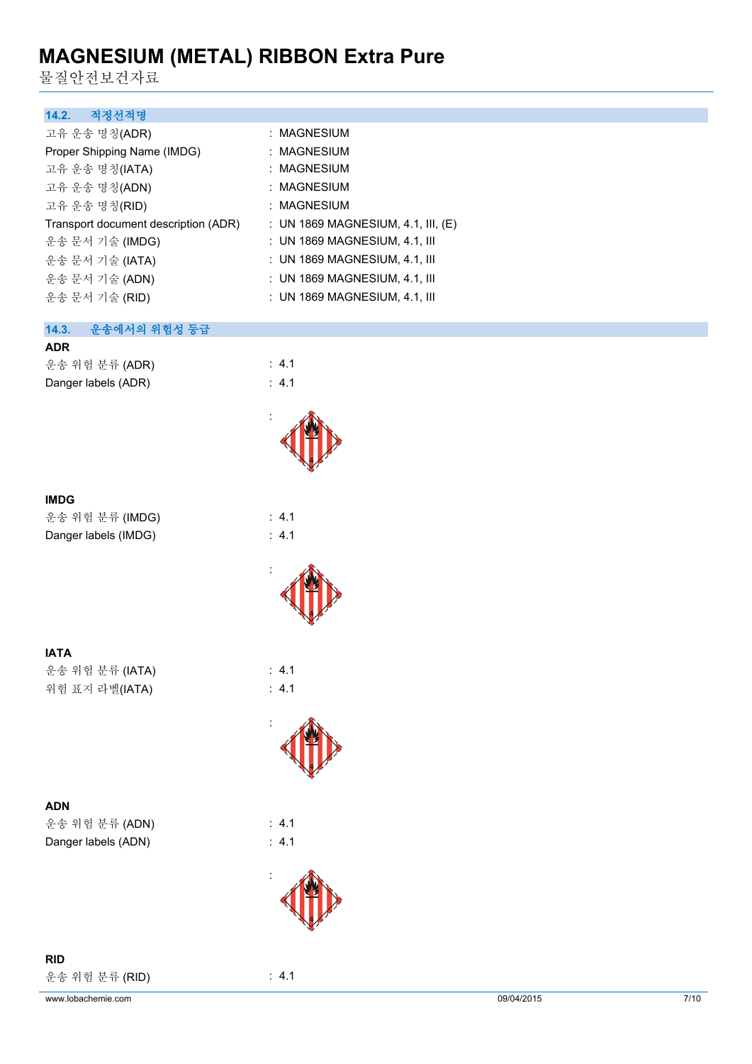### 14.2. 적정선적명

고유 운송 명칭(ADR) : MAGNESIUM
Proper Shipping Name (IMDG) : MAGNESIUM
고유 운송 명칭(IATA) : MAGNESIUM
고유 운송 명칭(ADN) : MAGNESIUM
고유 운송 명칭(RID) : MAGNESIUM
Transport document description (ADR) : UN 1869 MAGNESIUM, 4.1, III, (E)
운송 문서 기술 (IMDG) : UN 1869 MAGNESIUM, 4.1, III
운송 문서 기술 (IATA) : UN 1869 MAGNESIUM, 4.1, III
운송 문서 기술 (ADN) : UN 1869 MAGNESIUM, 4.1, III
운송 문서 기술 (RID) : UN 1869 MAGNESIUM, 4.1, III

### 14.3. 운송에서의 위험성 등급

**ADR**

운송 위험 분류 (ADR) : 4.1
Danger labels (ADR) : 4.1

:

**IMDG**

운송 위험 분류 (IMDG) : 4.1
Danger labels (IMDG) : 4.1

:

**IATA**

운송 위험 분류 (IATA) : 4.1
위험 표지 라벨(IATA) : 4.1

:

**ADN**

운송 위험 분류 (ADN) : 4.1
Danger labels (ADN) : 4.1

:

**RID**

운송 위험 분류 (RID) : 4.1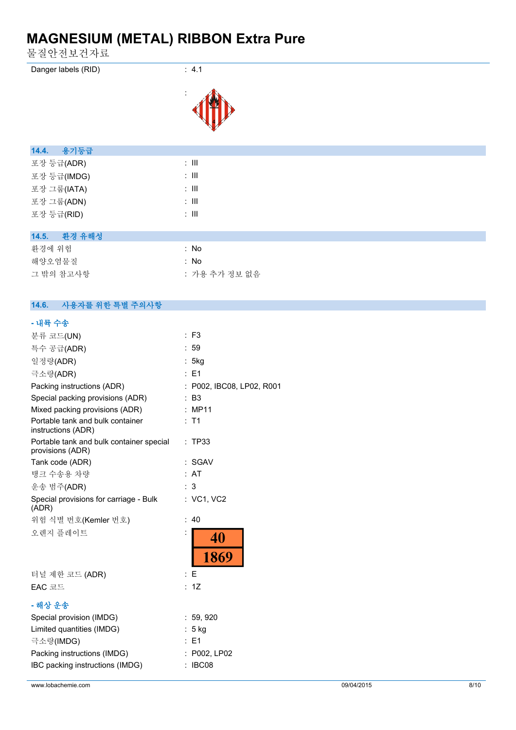Danger labels (RID) : 4.1

:

## 14.4. 용기등급

| | |
|---|---|
| 포장 등급(ADR) | : III |
| 포장 등급(IMDG) | : III |
| 포장 그룹(IATA) | : III |
| 포장 그룹(ADN) | : III |
| 포장 등급(RID) | : III |

## 14.5. 환경 유해성

| | |
|---|---|
| 환경에 위험 | : No |
| 해양오염물질 | : No |
| 그 밖의 참고사항 | : 가용 추가 정보 없음 |

## 14.6. 사용자를 위한 특별 주의사항

### - 내륙 수송

| | |
|---|---|
| 분류 코드(UN) | : F3 |
| 특수 공급(ADR) | : 59 |
| 일정량(ADR) | : 5kg |
| 극소량(ADR) | : E1 |
| Packing instructions (ADR) | : P002, IBC08, LP02, R001 |
| Special packing provisions (ADR) | : B3 |
| Mixed packing provisions (ADR) | : MP11 |
| Portable tank and bulk container instructions (ADR) | : T1 |
| Portable tank and bulk container special provisions (ADR) | : TP33 |
| Tank code (ADR) | : SGAV |
| 탱크 수송용 차량 | : AT |
| 운송 범주(ADR) | : 3 |
| Special provisions for carriage - Bulk (ADR) | : VC1, VC2 |
| 위험 식별 번호(Kemler 번호) | : 40 |
| 오렌지 플레이트 | : 40 / 1869 |
| 터널 제한 코드 (ADR) | : E |
| EAC 코드 | : 1Z |

### - 해상 운송

| | |
|---|---|
| Special provision (IMDG) | : 59, 920 |
| Limited quantities (IMDG) | : 5 kg |
| 극소량(IMDG) | : E1 |
| Packing instructions (IMDG) | : P002, LP02 |
| IBC packing instructions (IMDG) | : IBC08 |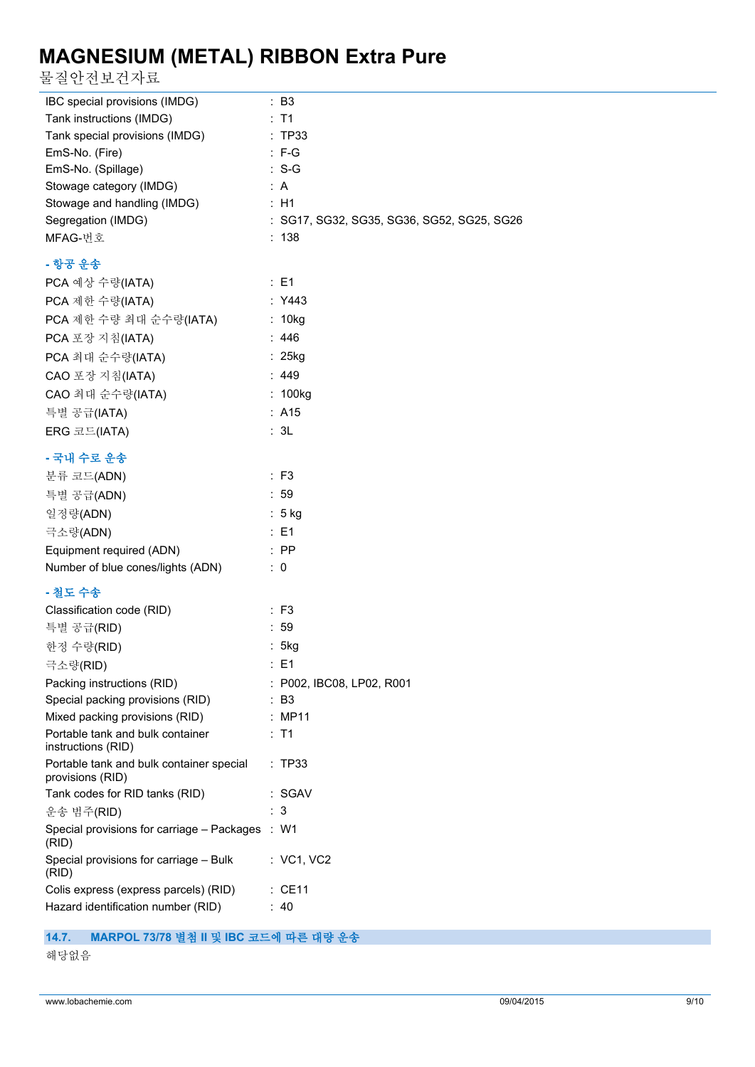| | |
|---|---|
| IBC special provisions (IMDG) | : B3 |
| Tank instructions (IMDG) | : T1 |
| Tank special provisions (IMDG) | : TP33 |
| EmS-No. (Fire) | : F-G |
| EmS-No. (Spillage) | : S-G |
| Stowage category (IMDG) | : A |
| Stowage and handling (IMDG) | : H1 |
| Segregation (IMDG) | : SG17, SG32, SG35, SG36, SG52, SG25, SG26 |
| MFAG-번호 | : 138 |

**- 항공 운송**

| | |
|---|---|
| PCA 예상 수량(IATA) | : E1 |
| PCA 제한 수량(IATA) | : Y443 |
| PCA 제한 수량 최대 순수량(IATA) | : 10kg |
| PCA 포장 지침(IATA) | : 446 |
| PCA 최대 순수량(IATA) | : 25kg |
| CAO 포장 지침(IATA) | : 449 |
| CAO 최대 순수량(IATA) | : 100kg |
| 특별 공급(IATA) | : A15 |
| ERG 코드(IATA) | : 3L |

**- 국내 수로 운송**

| | |
|---|---|
| 분류 코드(ADN) | : F3 |
| 특별 공급(ADN) | : 59 |
| 일정량(ADN) | : 5 kg |
| 극소량(ADN) | : E1 |
| Equipment required (ADN) | : PP |
| Number of blue cones/lights (ADN) | : 0 |

**- 철도 수송**

| | |
|---|---|
| Classification code (RID) | : F3 |
| 특별 공급(RID) | : 59 |
| 한정 수량(RID) | : 5kg |
| 극소량(RID) | : E1 |
| Packing instructions (RID) | : P002, IBC08, LP02, R001 |
| Special packing provisions (RID) | : B3 |
| Mixed packing provisions (RID) | : MP11 |
| Portable tank and bulk container instructions (RID) | : T1 |
| Portable tank and bulk container special provisions (RID) | : TP33 |
| Tank codes for RID tanks (RID) | : SGAV |
| 운송 범주(RID) | : 3 |
| Special provisions for carriage – Packages (RID) | : W1 |
| Special provisions for carriage – Bulk (RID) | : VC1, VC2 |
| Colis express (express parcels) (RID) | : CE11 |
| Hazard identification number (RID) | : 40 |

## 14.7. MARPOL 73/78 별첨 II 및 IBC 코드에 따른 대량 운송

해당없음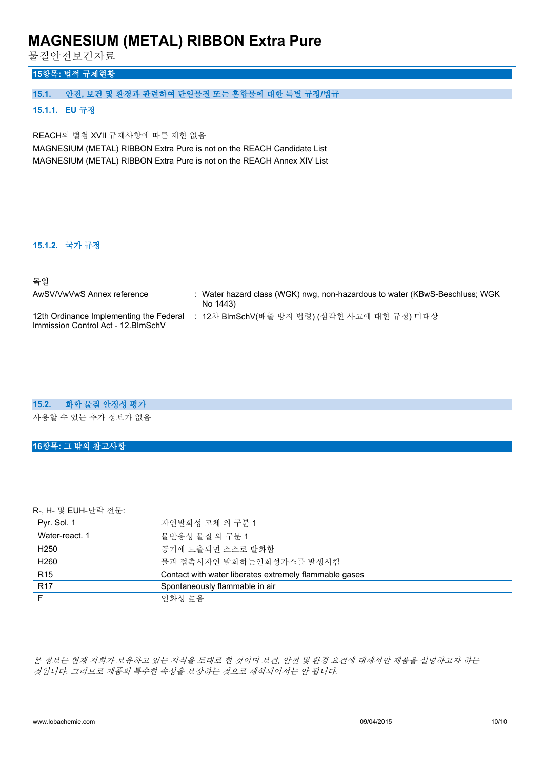## 15항목: 법적 규제현황

### 15.1. 안전, 보건 및 환경과 관련하여 단일물질 또는 혼합물에 대한 특별 규정/법규

#### 15.1.1. EU 규정

REACH의 별첨 XVII 규제사항에 따른 제한 없음

MAGNESIUM (METAL) RIBBON Extra Pure is not on the REACH Candidate List

MAGNESIUM (METAL) RIBBON Extra Pure is not on the REACH Annex XIV List

#### 15.1.2. 국가 규정

**독일**

| | |
|---|---|
| AwSV/VwVwS Annex reference | : Water hazard class (WGK) nwg, non-hazardous to water (KBwS-Beschluss; WGK No 1443) |
| 12th Ordinance Implementing the Federal Immission Control Act - 12.BImSchV | : 12차 BImSchV(배출 방지 법령) (심각한 사고에 대한 규정) 미대상 |

### 15.2. 화학 물질 안정성 평가

사용할 수 있는 추가 정보가 없음

## 16항목: 그 밖의 참고사항

R-, H- 및 EUH-단락 전문:

| | |
|---|---|
| Pyr. Sol. 1 | 자연발화성 고체 의 구분 1 |
| Water-react. 1 | 물반응성 물질 의 구분 1 |
| H250 | 공기에 노출되면 스스로 발화함 |
| H260 | 물과 접촉시자연 발화하는인화성가스를 발생시킴 |
| R15 | Contact with water liberates extremely flammable gases |
| R17 | Spontaneously flammable in air |
| F | 인화성 높음 |

*본 정보는 현재 저희가 보유하고 있는 지식을 토대로 한 것이며 보건, 안전 및 환경 요건에 대해서만 제품을 설명하고자 하는 것입니다. 그러므로 제품의 특수한 속성을 보장하는 것으로 해석되어서는 안 됩니다.*